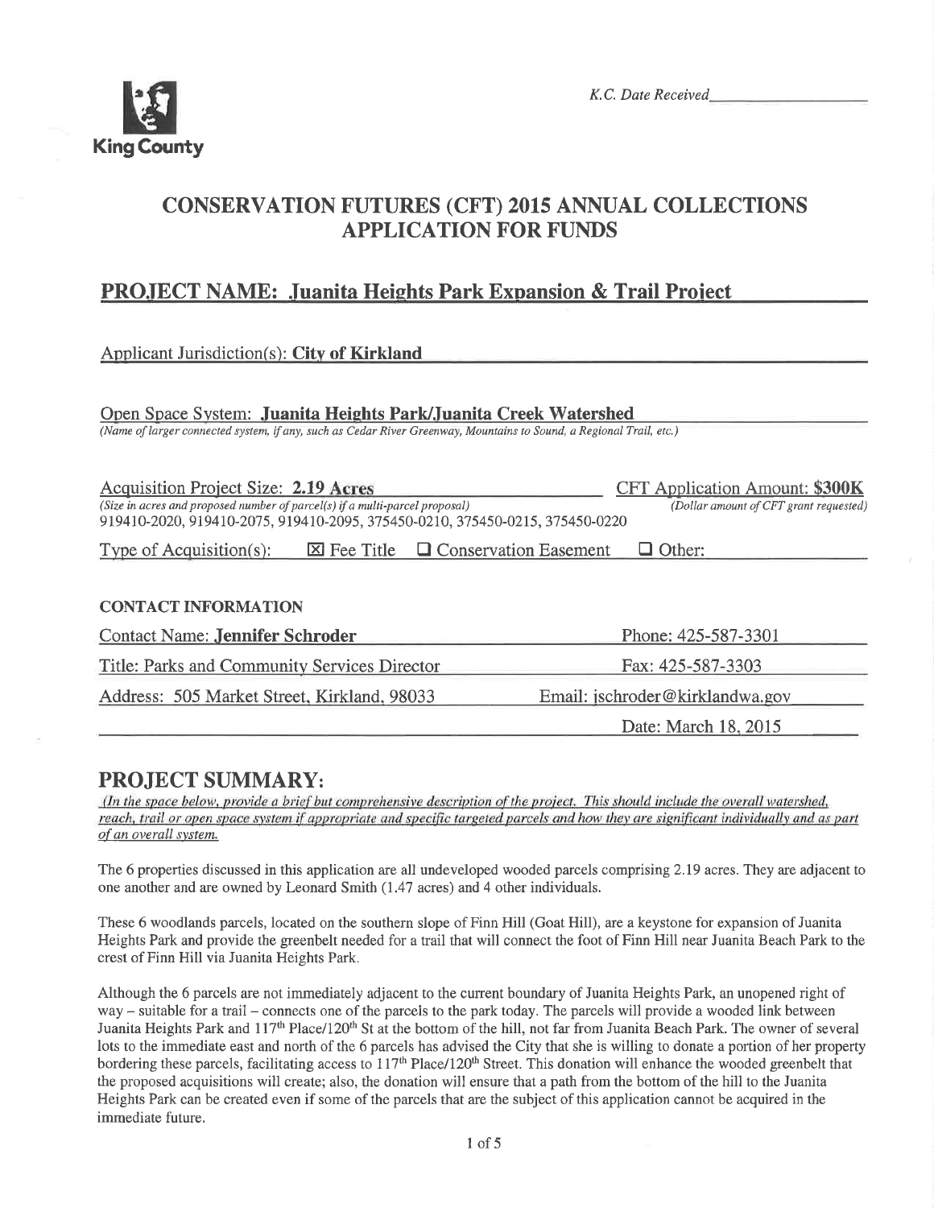King County

*K.C. Date Received*\_\_\_\_\_\_\_\_\_\_\_\_\_\_\_\_

# CONSERVATION FUTURES (CFT) 2015 ANNUAL COLLECTIONS APPLICATION FOR FUNDS

## PROJECT NAME: Juanita Heights Park Expansion & Trail Project

Applicant Jurisdiction(s): **City of Kirkland**

Open Space System: **Juanita Heights Park/Juanita Creek Watershed**
*(Name of larger connected system, if any, such as Cedar River Greenway, Mountains to Sound, a Regional Trail, etc.)*

Acquisition Project Size: **2.19 Acres**
*(Size in acres and proposed number of parcel(s) if a multi-parcel proposal)*
919410-2020, 919410-2075, 919410-2095, 375450-0210, 375450-0215, 375450-0220

CFT Application Amount: **$300K**
*(Dollar amount of CFT grant requested)*

Type of Acquisition(s): ☒ Fee Title ☐ Conservation Easement ☐ Other:

### CONTACT INFORMATION

Contact Name: **Jennifer Schroder**

Phone: 425-587-3301

Title: Parks and Community Services Director

Fax: 425-587-3303

Address: 505 Market Street, Kirkland, 98033

Email: jschroder@kirklandwa.gov

Date: March 18, 2015

## PROJECT SUMMARY:

*(In the space below, provide a brief but comprehensive description of the project. This should include the overall watershed, reach, trail or open space system if appropriate and specific targeted parcels and how they are significant individually and as part of an overall system.*

The 6 properties discussed in this application are all undeveloped wooded parcels comprising 2.19 acres. They are adjacent to one another and are owned by Leonard Smith (1.47 acres) and 4 other individuals.

These 6 woodlands parcels, located on the southern slope of Finn Hill (Goat Hill), are a keystone for expansion of Juanita Heights Park and provide the greenbelt needed for a trail that will connect the foot of Finn Hill near Juanita Beach Park to the crest of Finn Hill via Juanita Heights Park.

Although the 6 parcels are not immediately adjacent to the current boundary of Juanita Heights Park, an unopened right of way – suitable for a trail – connects one of the parcels to the park today. The parcels will provide a wooded link between Juanita Heights Park and 117th Place/120th St at the bottom of the hill, not far from Juanita Beach Park. The owner of several lots to the immediate east and north of the 6 parcels has advised the City that she is willing to donate a portion of her property bordering these parcels, facilitating access to 117th Place/120th Street. This donation will enhance the wooded greenbelt that the proposed acquisitions will create; also, the donation will ensure that a path from the bottom of the hill to the Juanita Heights Park can be created even if some of the parcels that are the subject of this application cannot be acquired in the immediate future.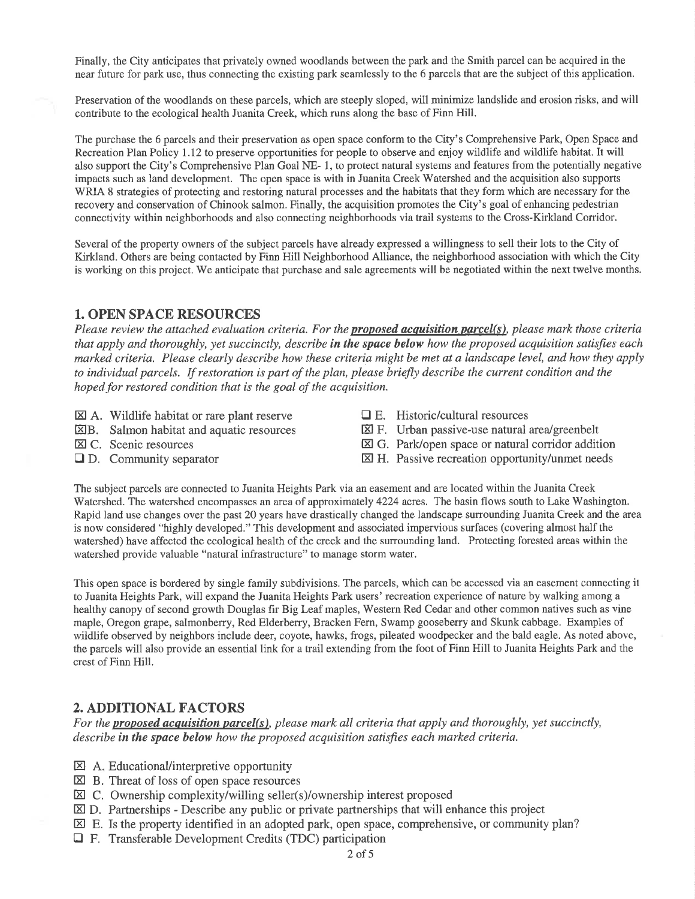Finally, the City anticipates that privately owned woodlands between the park and the Smith parcel can be acquired in the near future for park use, thus connecting the existing park seamlessly to the 6 parcels that are the subject of this application.

Preservation of the woodlands on these parcels, which are steeply sloped, will minimize landslide and erosion risks, and will contribute to the ecological health Juanita Creek, which runs along the base of Finn Hill.

The purchase the 6 parcels and their preservation as open space conform to the City's Comprehensive Park, Open Space and Recreation Plan Policy 1.12 to preserve opportunities for people to observe and enjoy wildlife and wildlife habitat. It will also support the City's Comprehensive Plan Goal NE- 1, to protect natural systems and features from the potentially negative impacts such as land development. The open space is with in Juanita Creek Watershed and the acquisition also supports WRIA 8 strategies of protecting and restoring natural processes and the habitats that they form which are necessary for the recovery and conservation of Chinook salmon. Finally, the acquisition promotes the City's goal of enhancing pedestrian connectivity within neighborhoods and also connecting neighborhoods via trail systems to the Cross-Kirkland Corridor.

Several of the property owners of the subject parcels have already expressed a willingness to sell their lots to the City of Kirkland. Others are being contacted by Finn Hill Neighborhood Alliance, the neighborhood association with which the City is working on this project. We anticipate that purchase and sale agreements will be negotiated within the next twelve months.

## 1. OPEN SPACE RESOURCES

*Please review the attached evaluation criteria. For the* ***proposed acquisition parcel(s)****, please mark those criteria that apply and thoroughly, yet succinctly, describe* ***in the space below*** *how the proposed acquisition satisfies each marked criteria. Please clearly describe how these criteria might be met at a landscape level, and how they apply to individual parcels. If restoration is part of the plan, please briefly describe the current condition and the hoped for restored condition that is the goal of the acquisition.*

- ☒ A. Wildlife habitat or rare plant reserve
- ☒ B. Salmon habitat and aquatic resources
- ☒ C. Scenic resources
- ☐ D. Community separator
- ☐ E. Historic/cultural resources
- ☒ F. Urban passive-use natural area/greenbelt
- ☒ G. Park/open space or natural corridor addition
- ☒ H. Passive recreation opportunity/unmet needs

The subject parcels are connected to Juanita Heights Park via an easement and are located within the Juanita Creek Watershed. The watershed encompasses an area of approximately 4224 acres. The basin flows south to Lake Washington. Rapid land use changes over the past 20 years have drastically changed the landscape surrounding Juanita Creek and the area is now considered "highly developed." This development and associated impervious surfaces (covering almost half the watershed) have affected the ecological health of the creek and the surrounding land. Protecting forested areas within the watershed provide valuable "natural infrastructure" to manage storm water.

This open space is bordered by single family subdivisions. The parcels, which can be accessed via an easement connecting it to Juanita Heights Park, will expand the Juanita Heights Park users' recreation experience of nature by walking among a healthy canopy of second growth Douglas fir Big Leaf maples, Western Red Cedar and other common natives such as vine maple, Oregon grape, salmonberry, Red Elderberry, Bracken Fern, Swamp gooseberry and Skunk cabbage. Examples of wildlife observed by neighbors include deer, coyote, hawks, frogs, pileated woodpecker and the bald eagle. As noted above, the parcels will also provide an essential link for a trail extending from the foot of Finn Hill to Juanita Heights Park and the crest of Finn Hill.

## 2. ADDITIONAL FACTORS

*For the* ***proposed acquisition parcel(s)****, please mark all criteria that apply and thoroughly, yet succinctly, describe* ***in the space below*** *how the proposed acquisition satisfies each marked criteria.*

- ☒ A. Educational/interpretive opportunity
- ☒ B. Threat of loss of open space resources
- ☒ C. Ownership complexity/willing seller(s)/ownership interest proposed
- ☒ D. Partnerships - Describe any public or private partnerships that will enhance this project
- ☒ E. Is the property identified in an adopted park, open space, comprehensive, or community plan?
- ☐ F. Transferable Development Credits (TDC) participation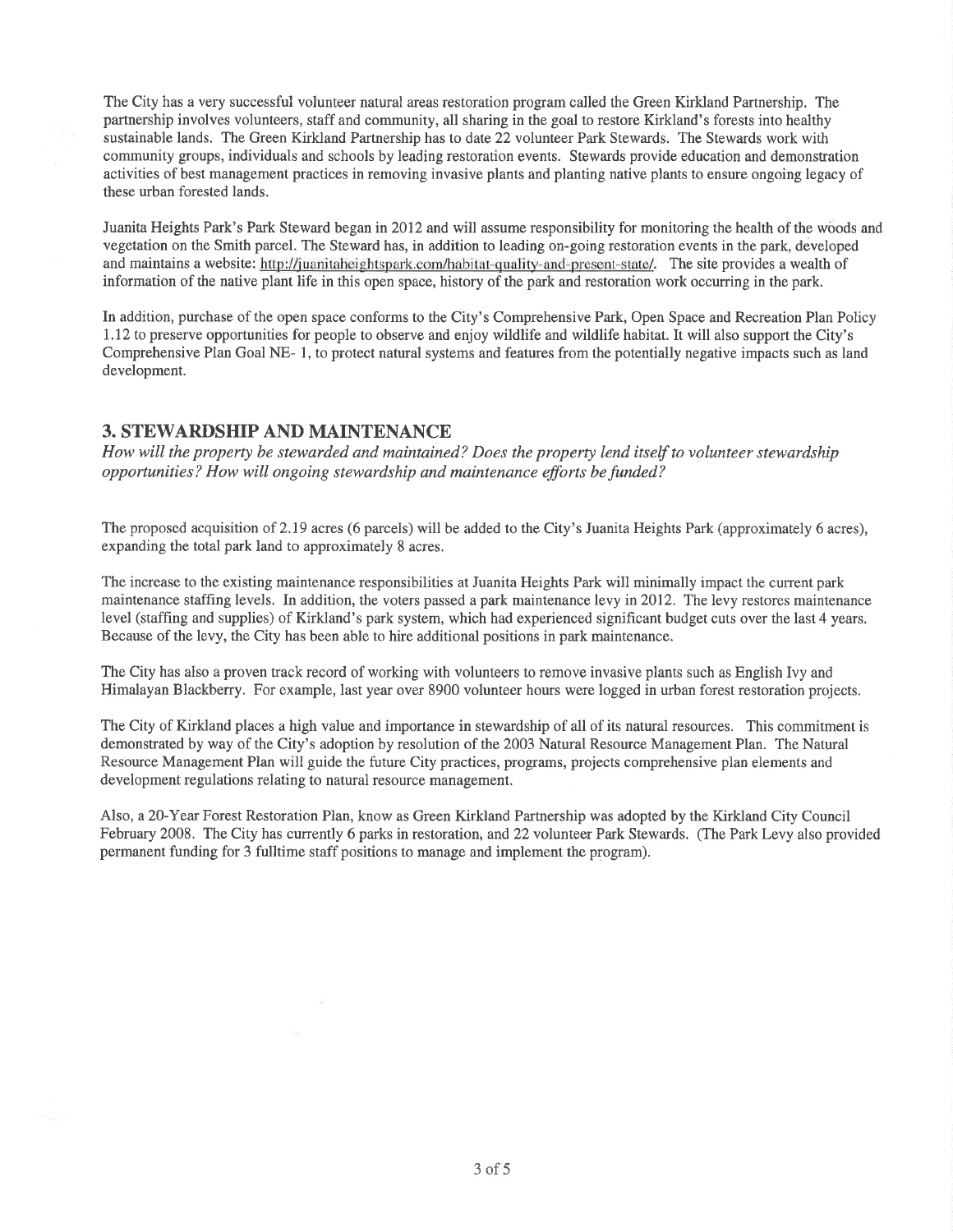The City has a very successful volunteer natural areas restoration program called the Green Kirkland Partnership. The partnership involves volunteers, staff and community, all sharing in the goal to restore Kirkland's forests into healthy sustainable lands. The Green Kirkland Partnership has to date 22 volunteer Park Stewards. The Stewards work with community groups, individuals and schools by leading restoration events. Stewards provide education and demonstration activities of best management practices in removing invasive plants and planting native plants to ensure ongoing legacy of these urban forested lands.

Juanita Heights Park's Park Steward began in 2012 and will assume responsibility for monitoring the health of the woods and vegetation on the Smith parcel. The Steward has, in addition to leading on-going restoration events in the park, developed and maintains a website: http://juanitaheightspark.com/habitat-quality-and-present-state/. The site provides a wealth of information of the native plant life in this open space, history of the park and restoration work occurring in the park.

In addition, purchase of the open space conforms to the City's Comprehensive Park, Open Space and Recreation Plan Policy 1.12 to preserve opportunities for people to observe and enjoy wildlife and wildlife habitat. It will also support the City's Comprehensive Plan Goal NE- 1, to protect natural systems and features from the potentially negative impacts such as land development.

## 3. STEWARDSHIP AND MAINTENANCE

*How will the property be stewarded and maintained? Does the property lend itself to volunteer stewardship opportunities? How will ongoing stewardship and maintenance efforts be funded?*

The proposed acquisition of 2.19 acres (6 parcels) will be added to the City's Juanita Heights Park (approximately 6 acres), expanding the total park land to approximately 8 acres.

The increase to the existing maintenance responsibilities at Juanita Heights Park will minimally impact the current park maintenance staffing levels. In addition, the voters passed a park maintenance levy in 2012. The levy restores maintenance level (staffing and supplies) of Kirkland's park system, which had experienced significant budget cuts over the last 4 years. Because of the levy, the City has been able to hire additional positions in park maintenance.

The City has also a proven track record of working with volunteers to remove invasive plants such as English Ivy and Himalayan Blackberry. For example, last year over 8900 volunteer hours were logged in urban forest restoration projects.

The City of Kirkland places a high value and importance in stewardship of all of its natural resources. This commitment is demonstrated by way of the City's adoption by resolution of the 2003 Natural Resource Management Plan. The Natural Resource Management Plan will guide the future City practices, programs, projects comprehensive plan elements and development regulations relating to natural resource management.

Also, a 20-Year Forest Restoration Plan, know as Green Kirkland Partnership was adopted by the Kirkland City Council February 2008. The City has currently 6 parks in restoration, and 22 volunteer Park Stewards. (The Park Levy also provided permanent funding for 3 fulltime staff positions to manage and implement the program).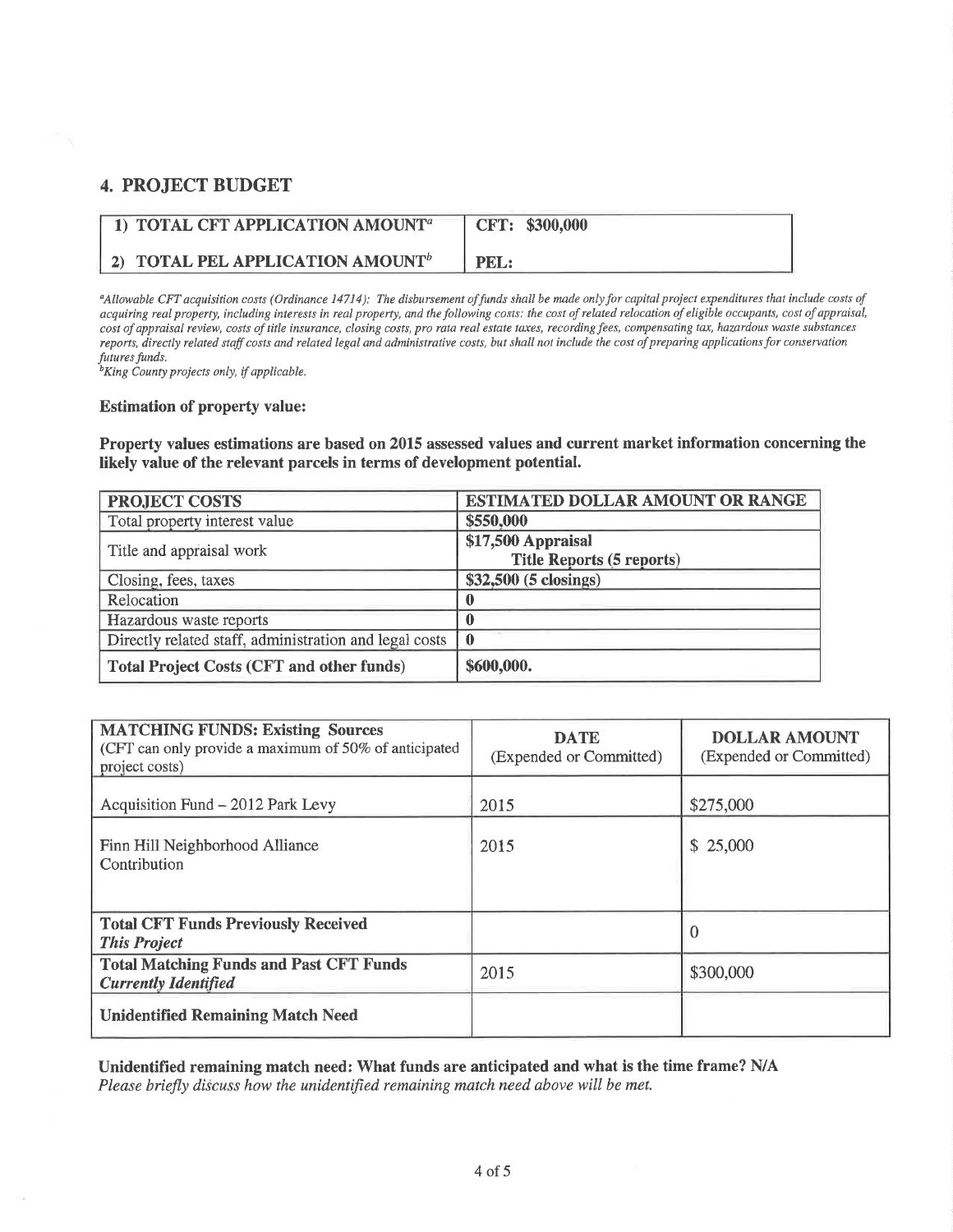## 4. PROJECT BUDGET

| | |
|---|---|
| **1) TOTAL CFT APPLICATION AMOUNT[a]** | **CFT: $300,000** |
| **2) TOTAL PEL APPLICATION AMOUNT[b]** | **PEL:** |

*[a]Allowable CFT acquisition costs (Ordinance 14714): The disbursement of funds shall be made only for capital project expenditures that include costs of acquiring real property, including interests in real property, and the following costs: the cost of related relocation of eligible occupants, cost of appraisal, cost of appraisal review, costs of title insurance, closing costs, pro rata real estate taxes, recording fees, compensating tax, hazardous waste substances reports, directly related staff costs and related legal and administrative costs, but shall not include the cost of preparing applications for conservation futures funds.*
*[b]King County projects only, if applicable.*

**Estimation of property value:**

**Property values estimations are based on 2015 assessed values and current market information concerning the likely value of the relevant parcels in terms of development potential.**

| PROJECT COSTS | ESTIMATED DOLLAR AMOUNT OR RANGE |
|---|---|
| Total property interest value | **$550,000** |
| Title and appraisal work | **$17,500 Appraisal Title Reports (5 reports)** |
| Closing, fees, taxes | **$32,500 (5 closings)** |
| Relocation | **0** |
| Hazardous waste reports | **0** |
| Directly related staff, administration and legal costs | **0** |
| **Total Project Costs (CFT and other funds)** | **$600,000.** |

| **MATCHING FUNDS: Existing Sources** (CFT can only provide a maximum of 50% of anticipated project costs) | **DATE** (Expended or Committed) | **DOLLAR AMOUNT** (Expended or Committed) |
|---|---|---|
| Acquisition Fund – 2012 Park Levy | 2015 | $275,000 |
| Finn Hill Neighborhood Alliance Contribution | 2015 | $ 25,000 |
| **Total CFT Funds Previously Received** ***This Project*** | | 0 |
| **Total Matching Funds and Past CFT Funds** ***Currently Identified*** | 2015 | $300,000 |
| **Unidentified Remaining Match Need** | | |

**Unidentified remaining match need: What funds are anticipated and what is the time frame? N/A**
*Please briefly discuss how the unidentified remaining match need above will be met.*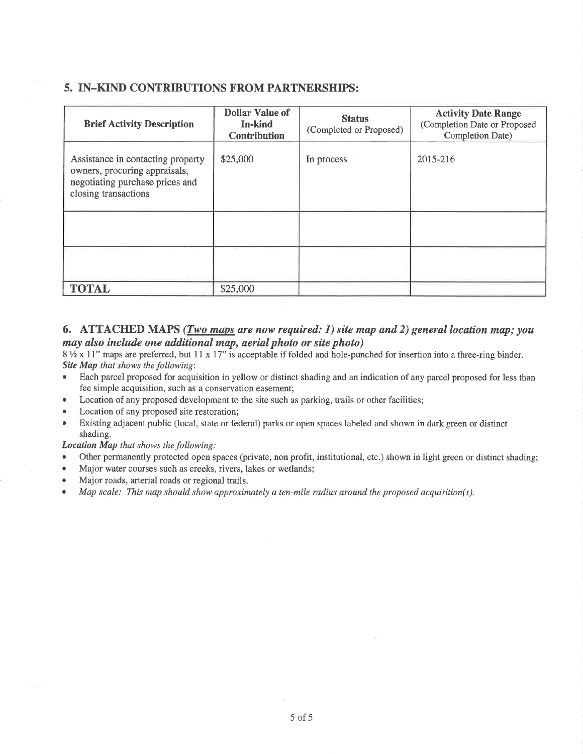## 5. IN–KIND CONTRIBUTIONS FROM PARTNERSHIPS:

| Brief Activity Description | Dollar Value of In-kind Contribution | Status (Completed or Proposed) | Activity Date Range (Completion Date or Proposed Completion Date) |
|---|---|---|---|
| Assistance in contacting property owners, procuring appraisals, negotiating purchase prices and closing transactions | $25,000 | In process | 2015-216 |
| | | | |
| | | | |
| **TOTAL** | $25,000 | | |

## 6. ATTACHED MAPS *(Two maps are now required: 1) site map and 2) general location map; you may also include one additional map, aerial photo or site photo)*

8 ½ x 11" maps are preferred, but 11 x 17" is acceptable if folded and hole-punched for insertion into a three-ring binder.

***Site Map** that shows the following*:

- Each parcel proposed for acquisition in yellow or distinct shading and an indication of any parcel proposed for less than fee simple acquisition, such as a conservation easement;
- Location of any proposed development to the site such as parking, trails or other facilities;
- Location of any proposed site restoration;
- Existing adjacent public (local, state or federal) parks or open spaces labeled and shown in dark green or distinct shading.

***Location Map** that shows the following:*

- Other permanently protected open spaces (private, non profit, institutional, etc.) shown in light green or distinct shading;
- Major water courses such as creeks, rivers, lakes or wetlands;
- Major roads, arterial roads or regional trails.
- *Map scale: This map should show approximately a ten-mile radius around the proposed acquisition(s).*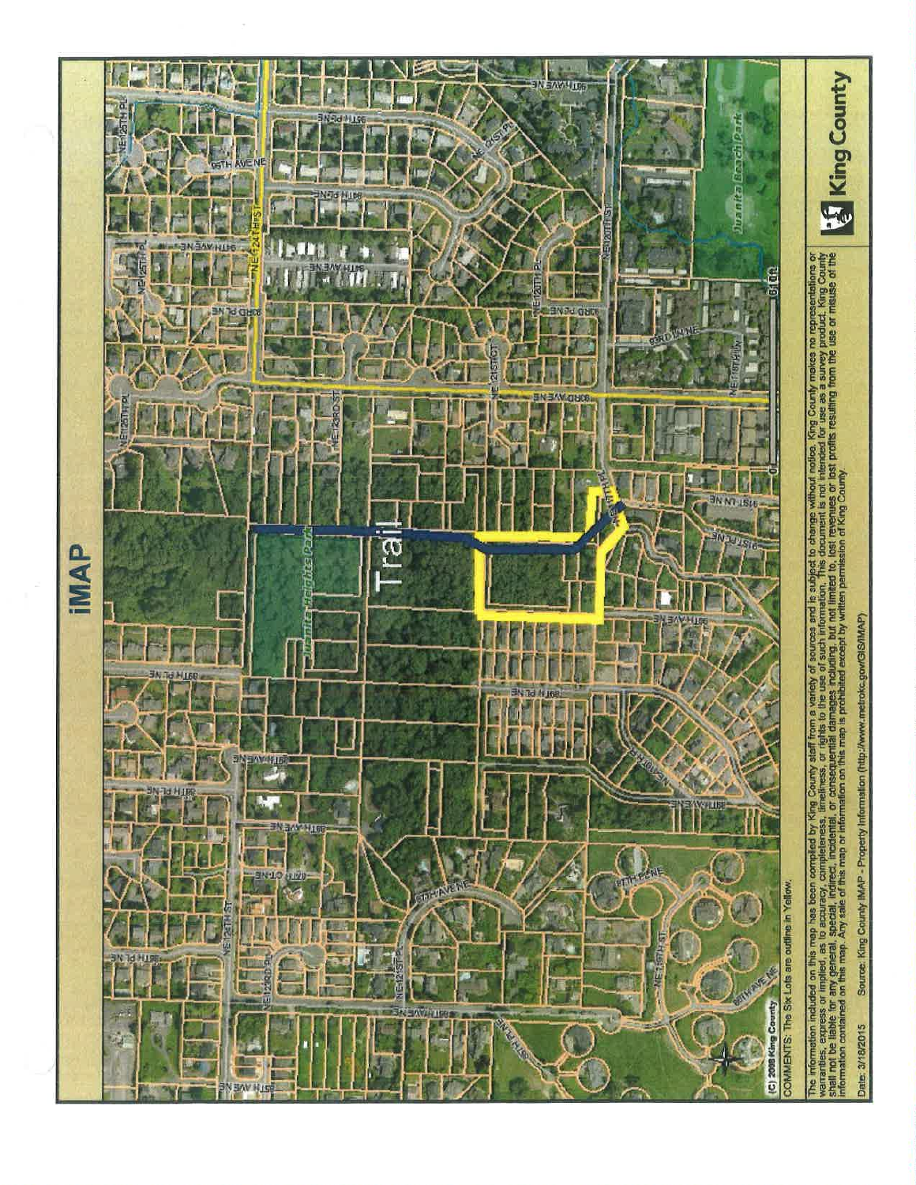# iMAP

(C) 2008 King County

COMMENTS: The Six Lots are outline in Yellow.

The information included on this map has been compiled by King County staff from a variety of sources and is subject to change without notice. King County makes no representations or warranties, express or implied, as to accuracy, completeness, timeliness, or rights to the use of such information. This document is not intended for use as a survey product. King County shall not be liable for any general, special, indirect, incidental, or consequential damages including, but not limited to, lost revenues or lost profits resulting from the use or misuse of the information contained on this map. Any sale of this map or information on this map is prohibited except by written permission of King County.

Date: 3/18/2015 Source: King County iMAP - Property Information (http://www.metrokc.gov/GIS/iMAP)

King County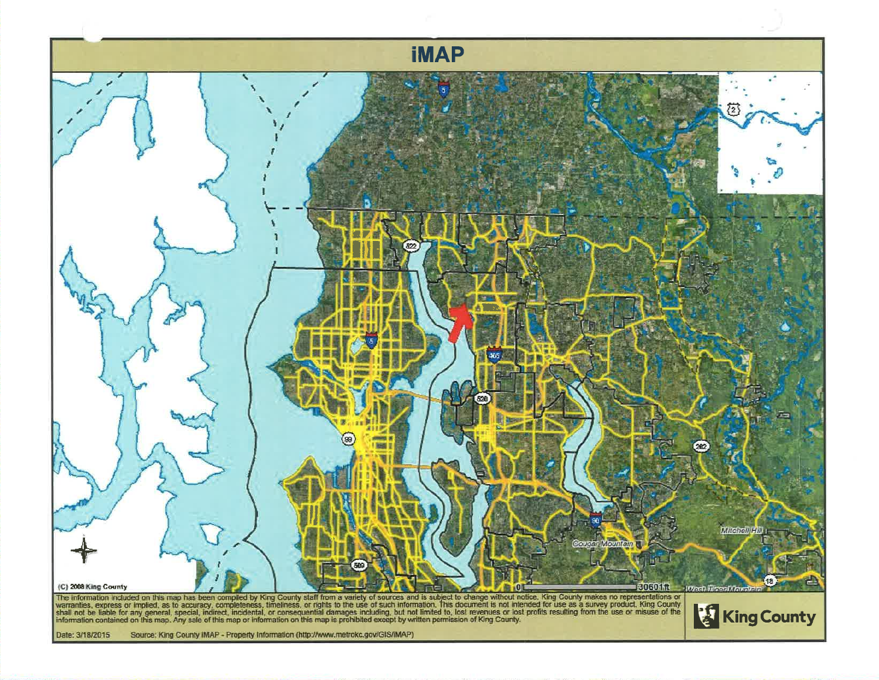# iMAP

5

2

522

5

405

520

99

202

90

509

18

Cougar Mountain

Mitchell Hill

West Tiger Mountain

(C) 2008 King County

0 30601 ft

The information included on this map has been compiled by King County staff from a variety of sources and is subject to change without notice. King County makes no representations or warranties, express or implied, as to accuracy, completeness, timeliness, or rights to the use of such information. This document is not intended for use as a survey product. King County shall not be liable for any general, special, indirect, incidental, or consequential damages including, but not limited to, lost revenues or lost profits resulting from the use or misuse of the information contained on this map. Any sale of this map or information on this map is prohibited except by written permission of King County.

King County

Date: 3/18/2015    Source: King County iMAP - Property Information (http://www.metrokc.gov/GIS/iMAP)